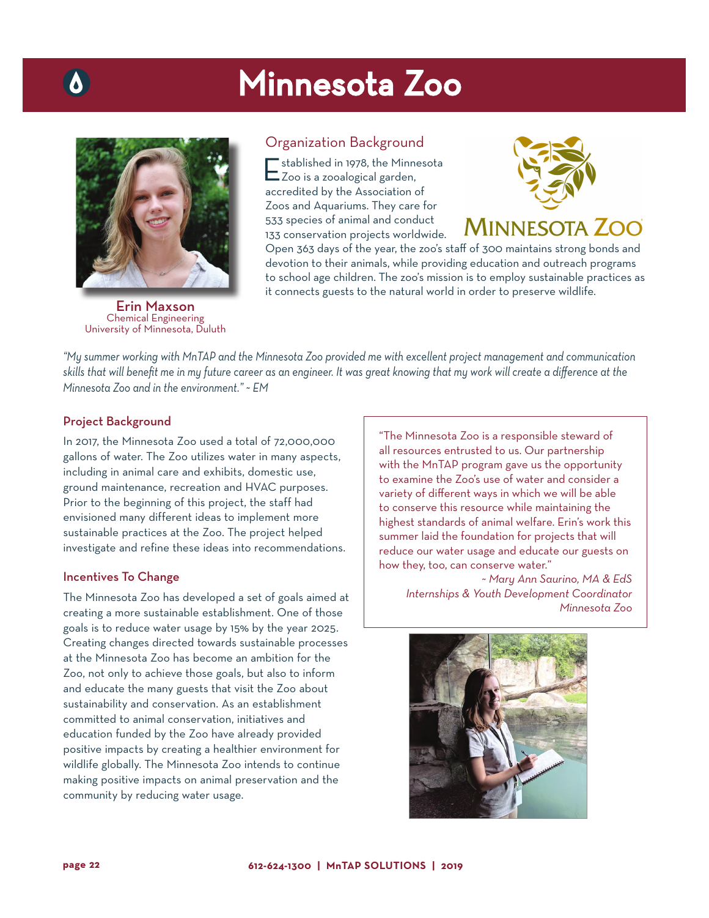# Minnesota Zoo

**Erin Maxson**
Chemical Engineering
University of Minnesota, Duluth

## Organization Background

Established in 1978, the Minnesota Zoo is a zooalogical garden, accredited by the Association of Zoos and Aquariums. They care for 533 species of animal and conduct 133 conservation projects worldwide. Open 363 days of the year, the zoo's staff of 300 maintains strong bonds and devotion to their animals, while providing education and outreach programs to school age children. The zoo's mission is to employ sustainable practices as it connects guests to the natural world in order to preserve wildlife.

*"My summer working with MnTAP and the Minnesota Zoo provided me with excellent project management and communication skills that will benefit me in my future career as an engineer. It was great knowing that my work will create a difference at the Minnesota Zoo and in the environment." ~ EM*

## Project Background

In 2017, the Minnesota Zoo used a total of 72,000,000 gallons of water. The Zoo utilizes water in many aspects, including in animal care and exhibits, domestic use, ground maintenance, recreation and HVAC purposes. Prior to the beginning of this project, the staff had envisioned many different ideas to implement more sustainable practices at the Zoo. The project helped investigate and refine these ideas into recommendations.

## Incentives To Change

The Minnesota Zoo has developed a set of goals aimed at creating a more sustainable establishment. One of those goals is to reduce water usage by 15% by the year 2025. Creating changes directed towards sustainable processes at the Minnesota Zoo has become an ambition for the Zoo, not only to achieve those goals, but also to inform and educate the many guests that visit the Zoo about sustainability and conservation. As an establishment committed to animal conservation, initiatives and education funded by the Zoo have already provided positive impacts by creating a healthier environment for wildlife globally. The Minnesota Zoo intends to continue making positive impacts on animal preservation and the community by reducing water usage.

"The Minnesota Zoo is a responsible steward of all resources entrusted to us. Our partnership with the MnTAP program gave us the opportunity to examine the Zoo's use of water and consider a variety of different ways in which we will be able to conserve this resource while maintaining the highest standards of animal welfare. Erin's work this summer laid the foundation for projects that will reduce our water usage and educate our guests on how they, too, can conserve water."

*~ Mary Ann Saurino, MA & EdS*
*Internships & Youth Development Coordinator*
*Minnesota Zoo*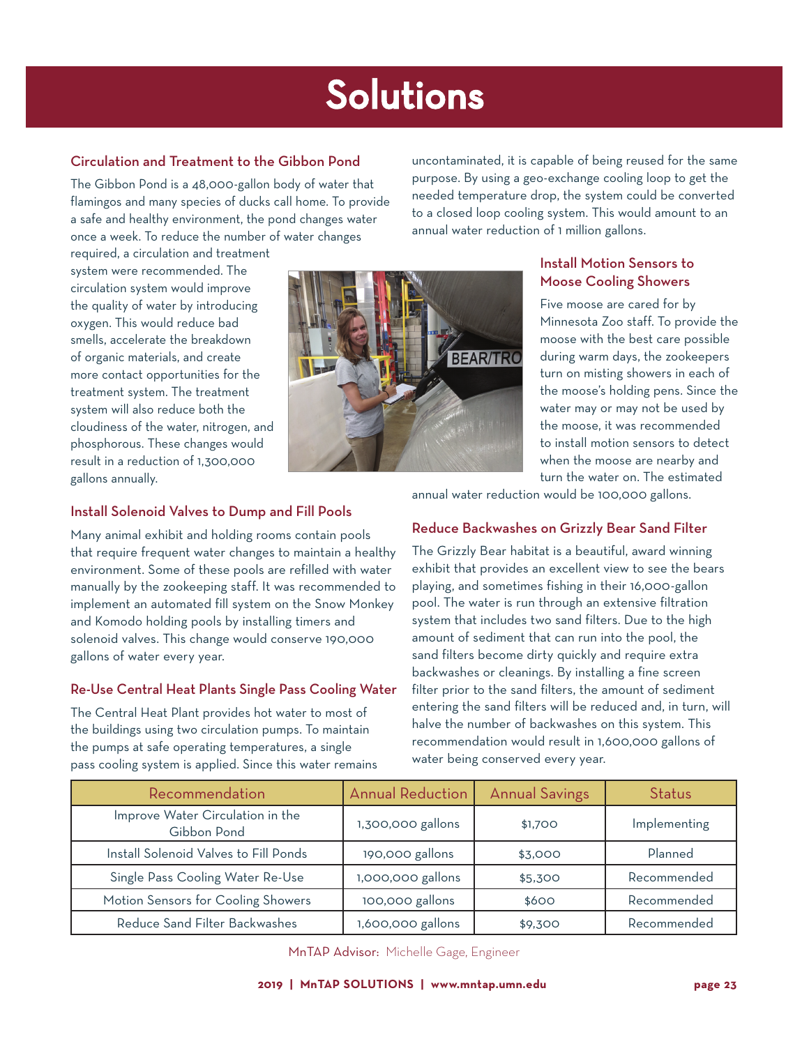# Solutions

### Circulation and Treatment to the Gibbon Pond

The Gibbon Pond is a 48,000-gallon body of water that flamingos and many species of ducks call home. To provide a safe and healthy environment, the pond changes water once a week. To reduce the number of water changes required, a circulation and treatment system were recommended. The circulation system would improve the quality of water by introducing oxygen. This would reduce bad smells, accelerate the breakdown of organic materials, and create more contact opportunities for the treatment system. The treatment system will also reduce both the cloudiness of the water, nitrogen, and phosphorous. These changes would result in a reduction of 1,300,000 gallons annually.

### Install Solenoid Valves to Dump and Fill Pools

Many animal exhibit and holding rooms contain pools that require frequent water changes to maintain a healthy environment. Some of these pools are refilled with water manually by the zookeeping staff. It was recommended to implement an automated fill system on the Snow Monkey and Komodo holding pools by installing timers and solenoid valves. This change would conserve 190,000 gallons of water every year.

### Re-Use Central Heat Plants Single Pass Cooling Water

The Central Heat Plant provides hot water to most of the buildings using two circulation pumps. To maintain the pumps at safe operating temperatures, a single pass cooling system is applied. Since this water remains uncontaminated, it is capable of being reused for the same purpose. By using a geo-exchange cooling loop to get the needed temperature drop, the system could be converted to a closed loop cooling system. This would amount to an annual water reduction of 1 million gallons.

### Install Motion Sensors to Moose Cooling Showers

Five moose are cared for by Minnesota Zoo staff. To provide the moose with the best care possible during warm days, the zookeepers turn on misting showers in each of the moose's holding pens. Since the water may or may not be used by the moose, it was recommended to install motion sensors to detect when the moose are nearby and turn the water on. The estimated annual water reduction would be 100,000 gallons.

### Reduce Backwashes on Grizzly Bear Sand Filter

The Grizzly Bear habitat is a beautiful, award winning exhibit that provides an excellent view to see the bears playing, and sometimes fishing in their 16,000-gallon pool. The water is run through an extensive filtration system that includes two sand filters. Due to the high amount of sediment that can run into the pool, the sand filters become dirty quickly and require extra backwashes or cleanings. By installing a fine screen filter prior to the sand filters, the amount of sediment entering the sand filters will be reduced and, in turn, will halve the number of backwashes on this system. This recommendation would result in 1,600,000 gallons of water being conserved every year.

| Recommendation | Annual Reduction | Annual Savings | Status |
|---|---|---|---|
| Improve Water Circulation in the Gibbon Pond | 1,300,000 gallons | $1,700 | Implementing |
| Install Solenoid Valves to Fill Ponds | 190,000 gallons | $3,000 | Planned |
| Single Pass Cooling Water Re-Use | 1,000,000 gallons | $5,300 | Recommended |
| Motion Sensors for Cooling Showers | 100,000 gallons | $600 | Recommended |
| Reduce Sand Filter Backwashes | 1,600,000 gallons | $9,300 | Recommended |

MnTAP Advisor: Michelle Gage, Engineer